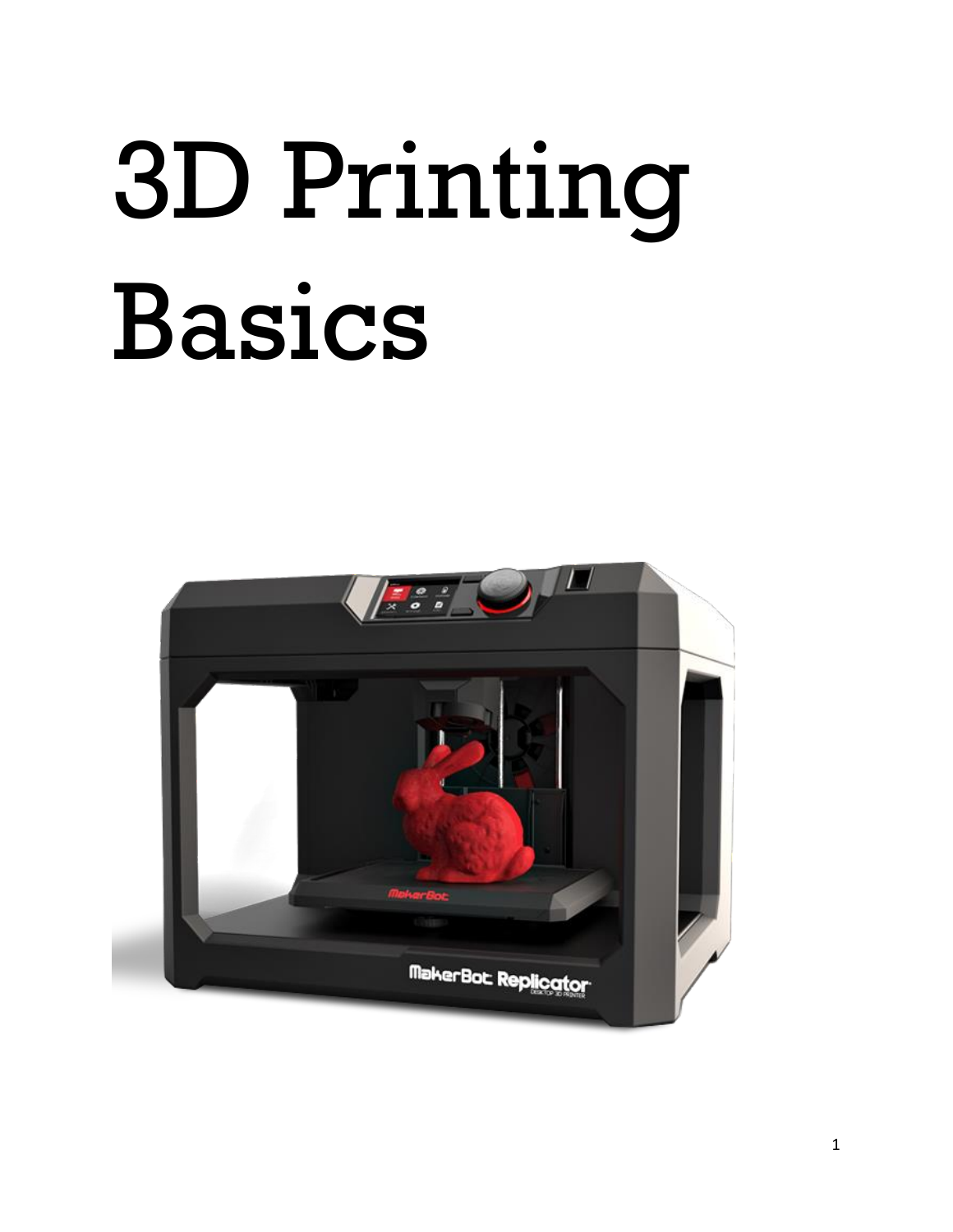# 3D Printing Basics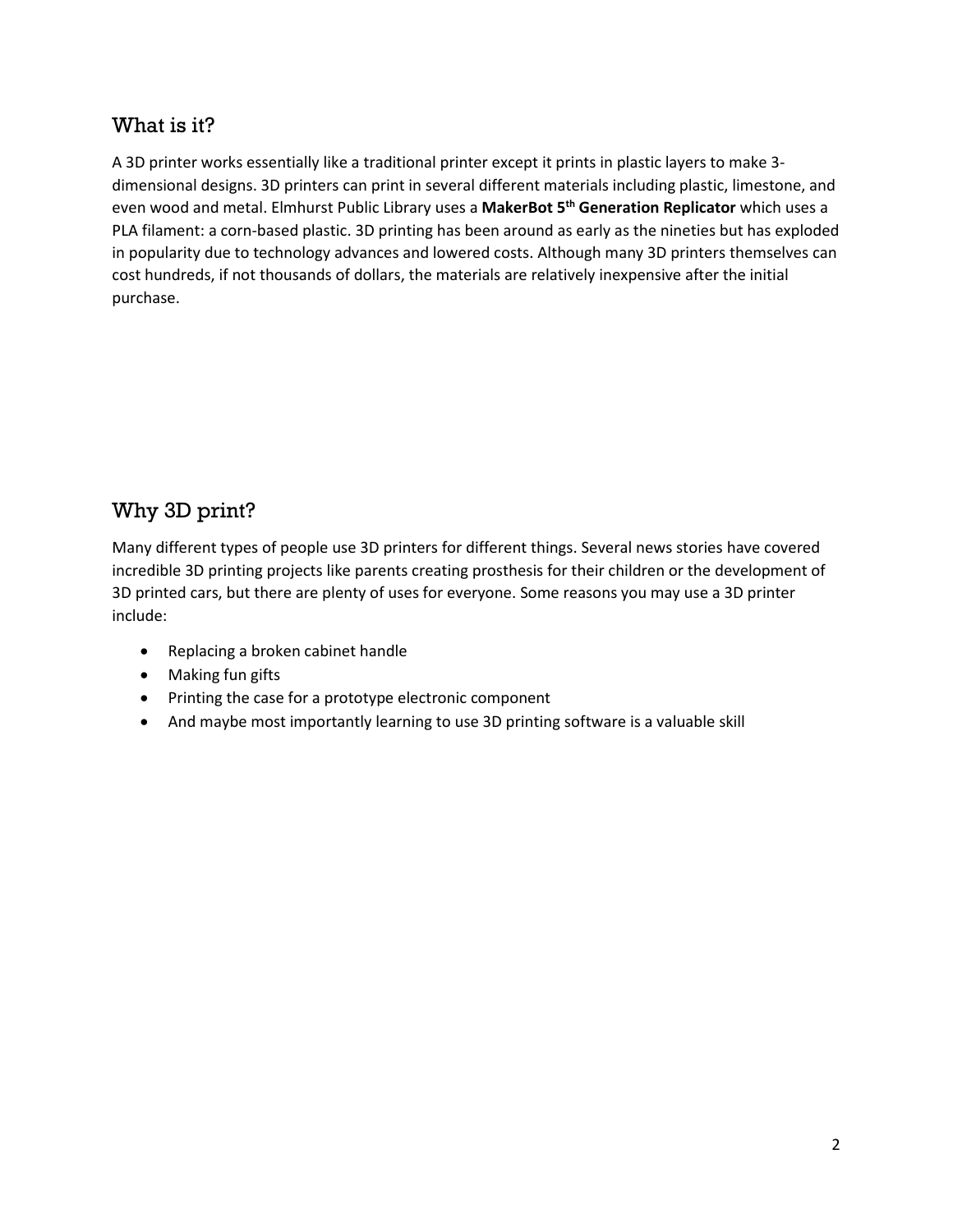## What is it?

A 3D printer works essentially like a traditional printer except it prints in plastic layers to make 3-dimensional designs. 3D printers can print in several different materials including plastic, limestone, and even wood and metal. Elmhurst Public Library uses a **MakerBot 5th Generation Replicator** which uses a PLA filament: a corn-based plastic. 3D printing has been around as early as the nineties but has exploded in popularity due to technology advances and lowered costs. Although many 3D printers themselves can cost hundreds, if not thousands of dollars, the materials are relatively inexpensive after the initial purchase.

## Why 3D print?

Many different types of people use 3D printers for different things. Several news stories have covered incredible 3D printing projects like parents creating prosthesis for their children or the development of 3D printed cars, but there are plenty of uses for everyone. Some reasons you may use a 3D printer include:

- Replacing a broken cabinet handle
- Making fun gifts
- Printing the case for a prototype electronic component
- And maybe most importantly learning to use 3D printing software is a valuable skill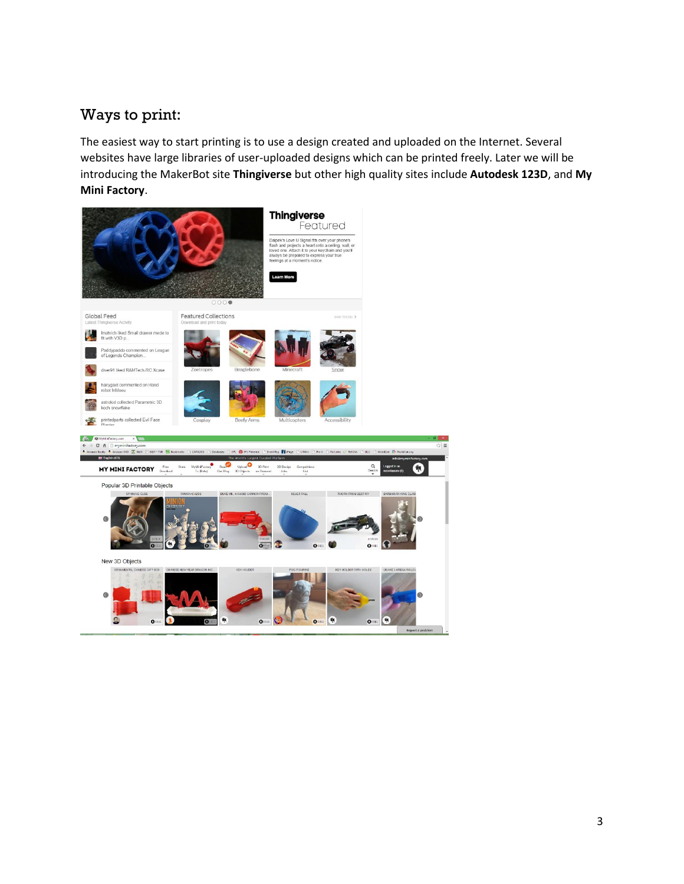## Ways to print:

The easiest way to start printing is to use a design created and uploaded on the Internet. Several websites have large libraries of user-uploaded designs which can be printed freely. Later we will be introducing the MakerBot site **Thingiverse** but other high quality sites include **Autodesk 123D**, and **My Mini Factory**.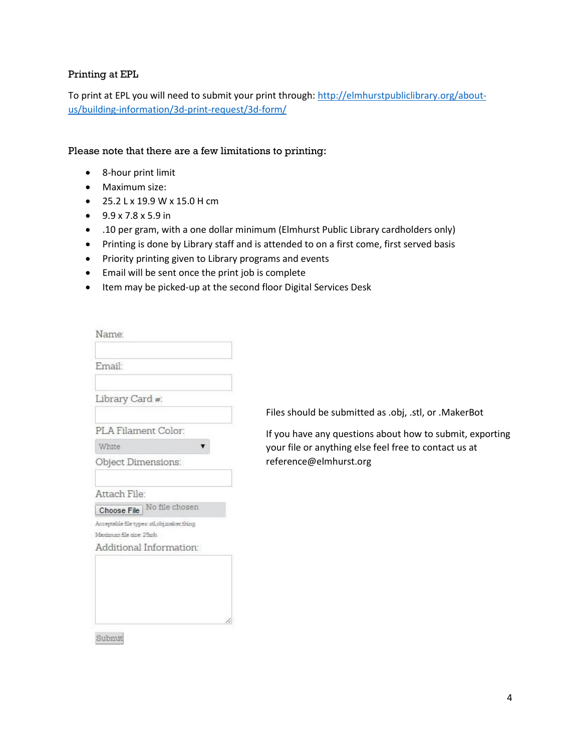## Printing at EPL

To print at EPL you will need to submit your print through: [http://elmhurstpubliclibrary.org/about-us/building-information/3d-print-request/3d-form/](http://elmhurstpubliclibrary.org/about-us/building-information/3d-print-request/3d-form/)

### Please note that there are a few limitations to printing:

- 8-hour print limit
- Maximum size:
- 25.2 L x 19.9 W x 15.0 H cm
- 9.9 x 7.8 x 5.9 in
- .10 per gram, with a one dollar minimum (Elmhurst Public Library cardholders only)
- Printing is done by Library staff and is attended to on a first come, first served basis
- Priority printing given to Library programs and events
- Email will be sent once the print job is complete
- Item may be picked-up at the second floor Digital Services Desk

Name:

Email:

Library Card #:

PLA Filament Color:

White

Object Dimensions:

Attach File:

Choose File No file chosen

Acceptable file types: stl,obj,maker,thing

Maximum file size: 25mb

Additional Information:

Submit

Files should be submitted as .obj, .stl, or .MakerBot

If you have any questions about how to submit, exporting your file or anything else feel free to contact us at reference@elmhurst.org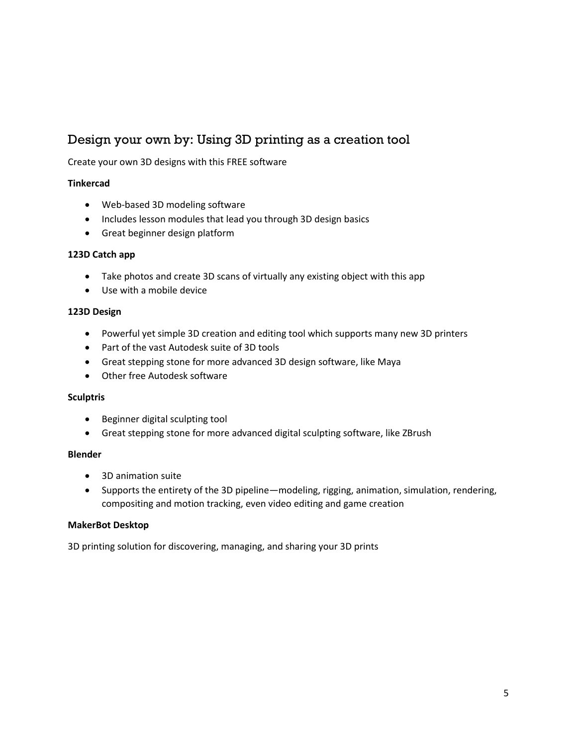## Design your own by: Using 3D printing as a creation tool

Create your own 3D designs with this FREE software

**Tinkercad**

- Web-based 3D modeling software
- Includes lesson modules that lead you through 3D design basics
- Great beginner design platform

**123D Catch app**

- Take photos and create 3D scans of virtually any existing object with this app
- Use with a mobile device

**123D Design**

- Powerful yet simple 3D creation and editing tool which supports many new 3D printers
- Part of the vast Autodesk suite of 3D tools
- Great stepping stone for more advanced 3D design software, like Maya
- Other free Autodesk software

**Sculptris**

- Beginner digital sculpting tool
- Great stepping stone for more advanced digital sculpting software, like ZBrush

**Blender**

- 3D animation suite
- Supports the entirety of the 3D pipeline—modeling, rigging, animation, simulation, rendering, compositing and motion tracking, even video editing and game creation

**MakerBot Desktop**

3D printing solution for discovering, managing, and sharing your 3D prints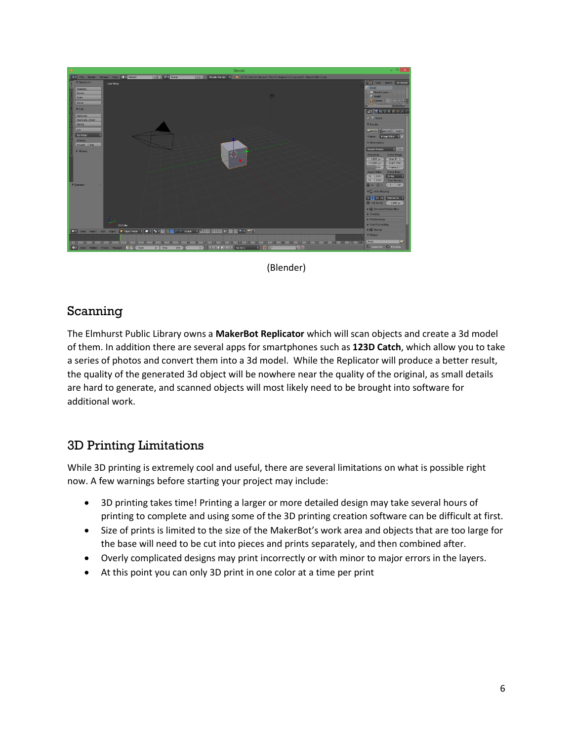(Blender)

## Scanning

The Elmhurst Public Library owns a **MakerBot Replicator** which will scan objects and create a 3d model of them. In addition there are several apps for smartphones such as **123D Catch**, which allow you to take a series of photos and convert them into a 3d model. While the Replicator will produce a better result, the quality of the generated 3d object will be nowhere near the quality of the original, as small details are hard to generate, and scanned objects will most likely need to be brought into software for additional work.

## 3D Printing Limitations

While 3D printing is extremely cool and useful, there are several limitations on what is possible right now. A few warnings before starting your project may include:

- 3D printing takes time! Printing a larger or more detailed design may take several hours of printing to complete and using some of the 3D printing creation software can be difficult at first.
- Size of prints is limited to the size of the MakerBot's work area and objects that are too large for the base will need to be cut into pieces and prints separately, and then combined after.
- Overly complicated designs may print incorrectly or with minor to major errors in the layers.
- At this point you can only 3D print in one color at a time per print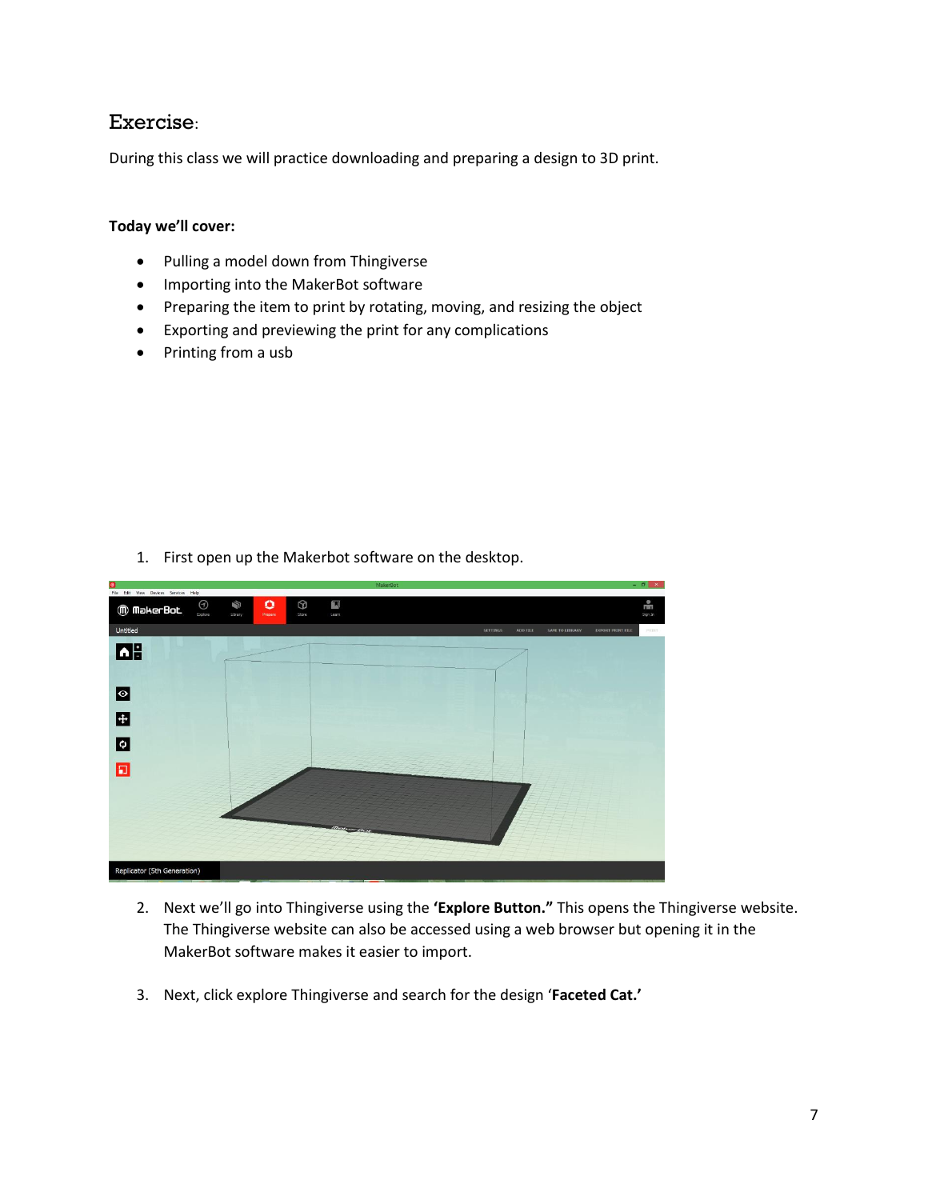## Exercise:

During this class we will practice downloading and preparing a design to 3D print.

**Today we'll cover:**

- Pulling a model down from Thingiverse
- Importing into the MakerBot software
- Preparing the item to print by rotating, moving, and resizing the object
- Exporting and previewing the print for any complications
- Printing from a usb

1. First open up the Makerbot software on the desktop.

2. Next we'll go into Thingiverse using the **'Explore Button."** This opens the Thingiverse website. The Thingiverse website can also be accessed using a web browser but opening it in the MakerBot software makes it easier to import.

3. Next, click explore Thingiverse and search for the design '**Faceted Cat.'**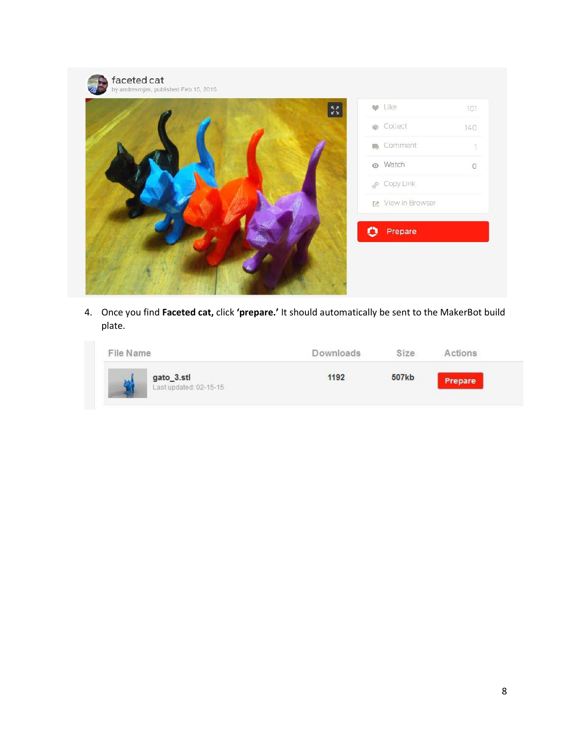faceted cat

by andresrojas, published Feb 15, 2015

| | |
|---|---|
| Like | 101 |
| Collect | 140 |
| Comment | 1 |
| Watch | 0 |
| Copy Link | |
| View in Browser | |

Prepare

4. Once you find **Faceted cat,** click **'prepare.'** It should automatically be sent to the MakerBot build plate.

| File Name | Downloads | Size | Actions |
|---|---|---|---|
| gato_3.stl<br>Last updated: 02-15-15 | 1192 | 507kb | Prepare |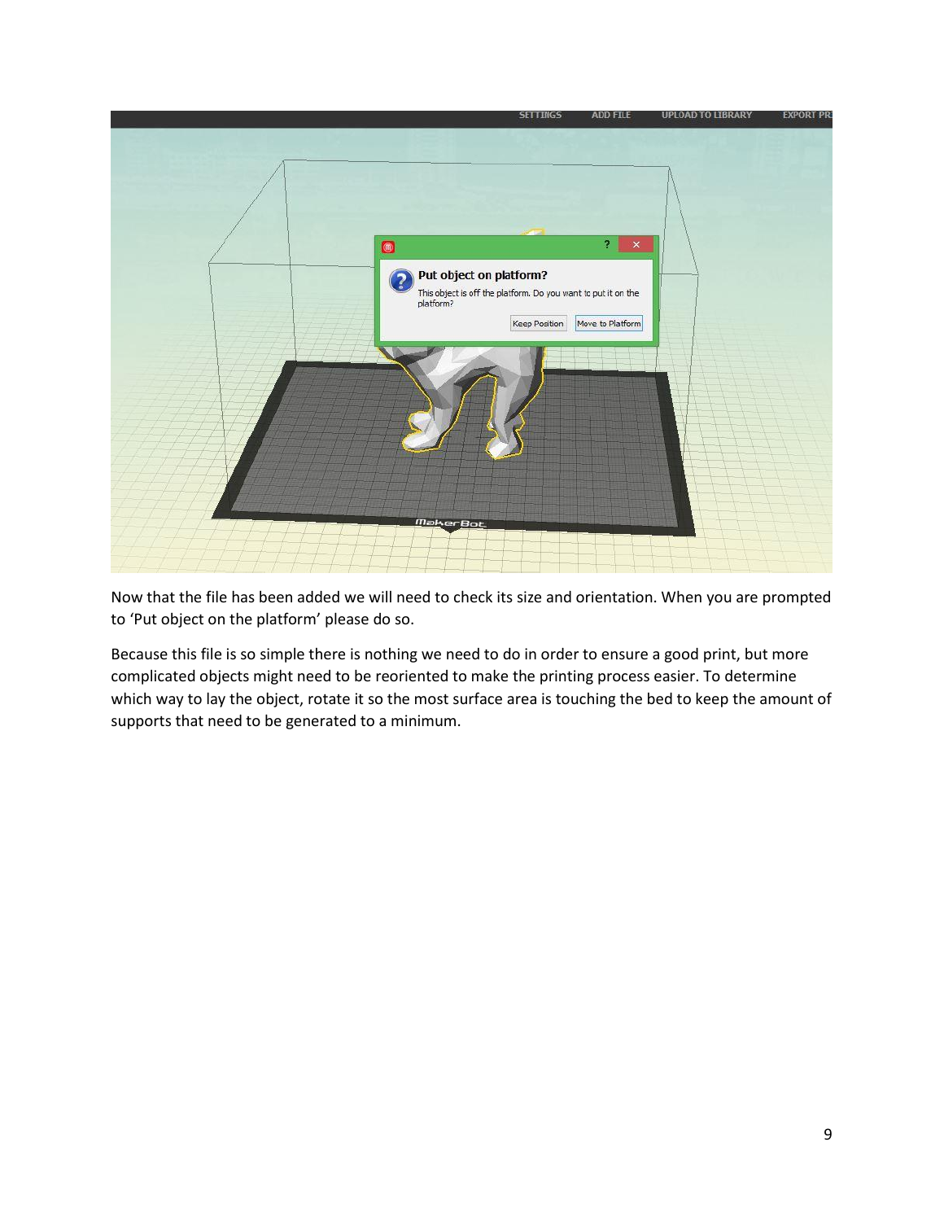Now that the file has been added we will need to check its size and orientation. When you are prompted to 'Put object on the platform' please do so.

Because this file is so simple there is nothing we need to do in order to ensure a good print, but more complicated objects might need to be reoriented to make the printing process easier. To determine which way to lay the object, rotate it so the most surface area is touching the bed to keep the amount of supports that need to be generated to a minimum.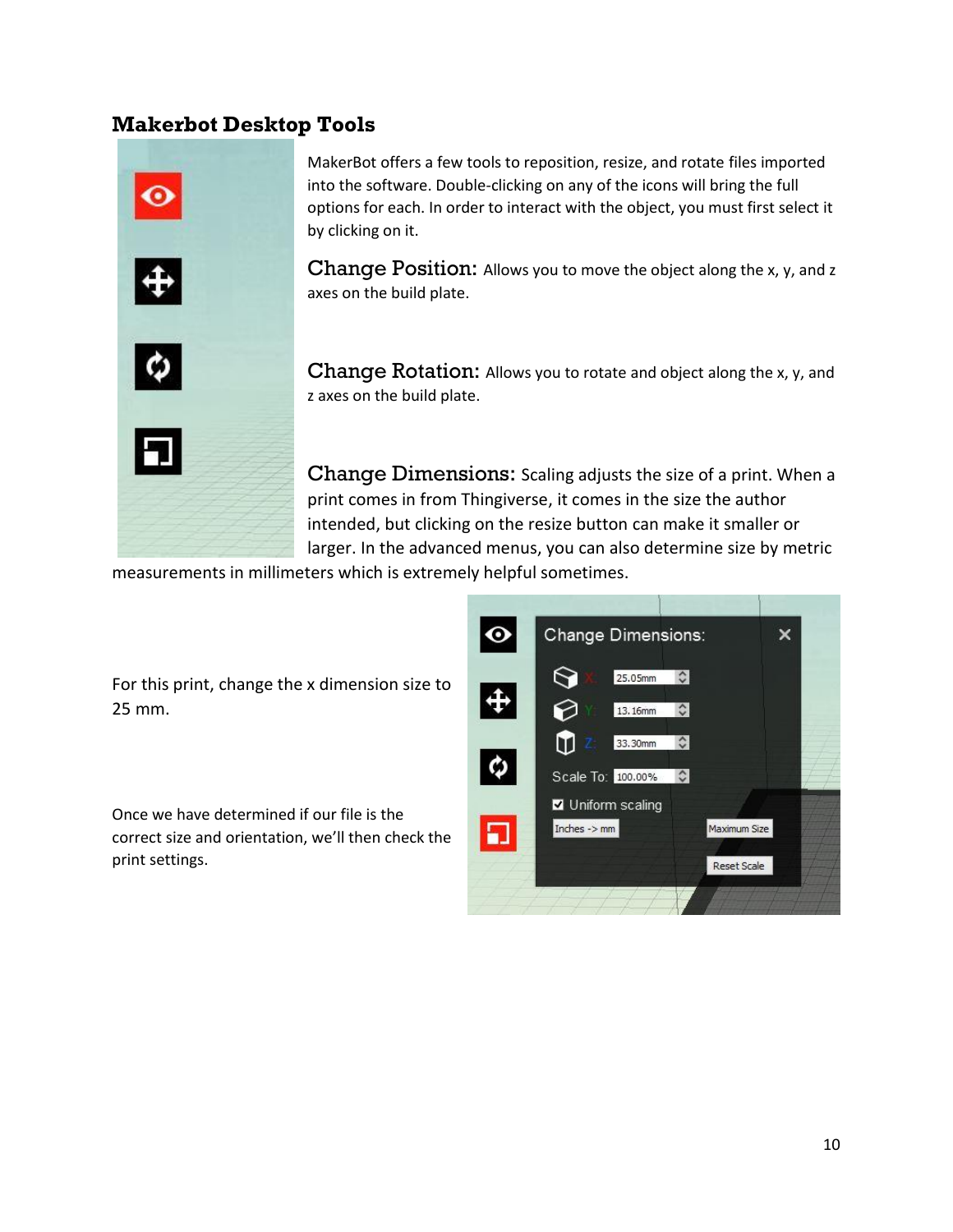## Makerbot Desktop Tools

MakerBot offers a few tools to reposition, resize, and rotate files imported into the software. Double-clicking on any of the icons will bring the full options for each. In order to interact with the object, you must first select it by clicking on it.

**Change Position:** Allows you to move the object along the x, y, and z axes on the build plate.

**Change Rotation:** Allows you to rotate and object along the x, y, and z axes on the build plate.

**Change Dimensions:** Scaling adjusts the size of a print. When a print comes in from Thingiverse, it comes in the size the author intended, but clicking on the resize button can make it smaller or larger. In the advanced menus, you can also determine size by metric measurements in millimeters which is extremely helpful sometimes.

For this print, change the x dimension size to 25 mm.

Once we have determined if our file is the correct size and orientation, we'll then check the print settings.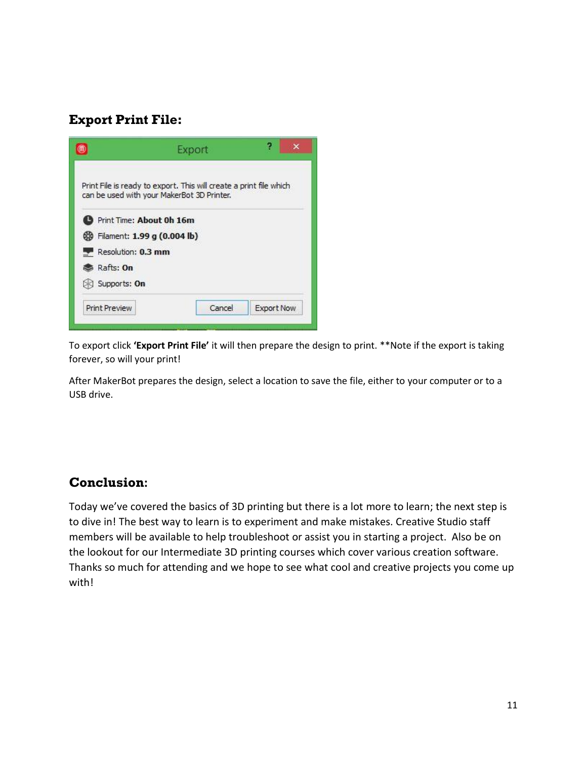## Export Print File:

To export click **'Export Print File'** it will then prepare the design to print. **Note if the export is taking forever, so will your print!

After MakerBot prepares the design, select a location to save the file, either to your computer or to a USB drive.

## Conclusion:

Today we've covered the basics of 3D printing but there is a lot more to learn; the next step is to dive in! The best way to learn is to experiment and make mistakes. Creative Studio staff members will be available to help troubleshoot or assist you in starting a project. Also be on the lookout for our Intermediate 3D printing courses which cover various creation software. Thanks so much for attending and we hope to see what cool and creative projects you come up with!